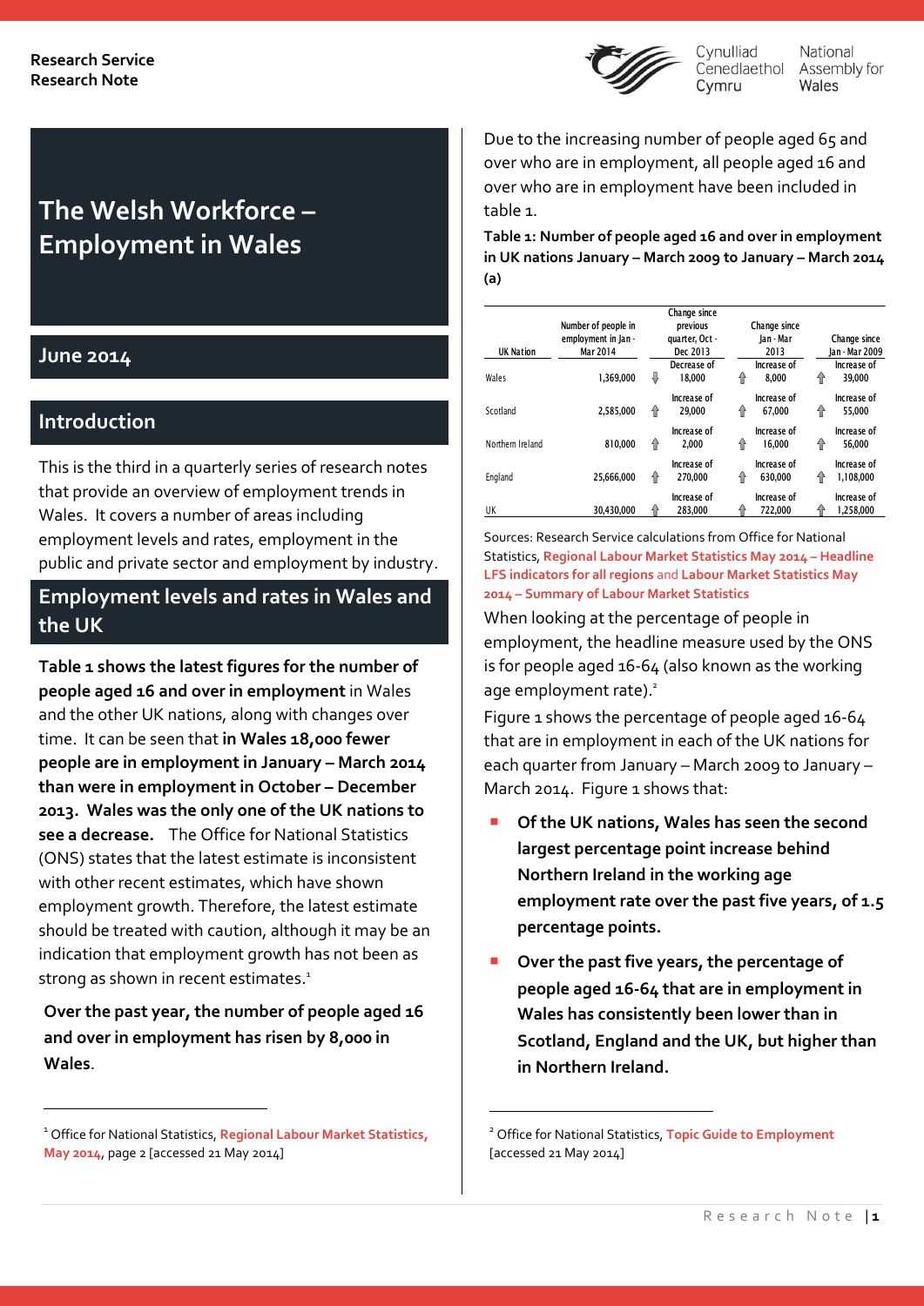Research Service
Research Note

# The Welsh Workforce – Employment in Wales

## June 2014

## Introduction

This is the third in a quarterly series of research notes that provide an overview of employment trends in Wales. It covers a number of areas including employment levels and rates, employment in the public and private sector and employment by industry.

## Employment levels and rates in Wales and the UK

**Table 1 shows the latest figures for the number of people aged 16 and over in employment** in Wales and the other UK nations, along with changes over time. It can be seen that **in Wales 18,000 fewer people are in employment in January – March 2014 than were in employment in October – December 2013. Wales was the only one of the UK nations to see a decrease.** The Office for National Statistics (ONS) states that the latest estimate is inconsistent with other recent estimates, which have shown employment growth. Therefore, the latest estimate should be treated with caution, although it may be an indication that employment growth has not been as strong as shown in recent estimates.[1]

**Over the past year, the number of people aged 16 and over in employment has risen by 8,000 in Wales**.

Due to the increasing number of people aged 65 and over who are in employment, all people aged 16 and over who are in employment have been included in table 1.

**Table 1: Number of people aged 16 and over in employment in UK nations January – March 2009 to January – March 2014 (a)**

| UK Nation | Number of people in employment in Jan - Mar 2014 | Change since previous quarter, Oct - Dec 2013 | Change since Jan - Mar 2013 | Change since Jan - Mar 2009 |
|---|---|---|---|---|
| Wales | 1,369,000 | ⇩ Decrease of 18,000 | ⇧ Increase of 8,000 | ⇧ Increase of 39,000 |
| Scotland | 2,585,000 | ⇧ Increase of 29,000 | ⇧ Increase of 67,000 | ⇧ Increase of 55,000 |
| Northern Ireland | 810,000 | ⇧ Increase of 2,000 | ⇧ Increase of 16,000 | ⇧ Increase of 56,000 |
| England | 25,666,000 | ⇧ Increase of 270,000 | ⇧ Increase of 630,000 | ⇧ Increase of 1,108,000 |
| UK | 30,430,000 | ⇧ Increase of 283,000 | ⇧ Increase of 722,000 | ⇧ Increase of 1,258,000 |

Sources: Research Service calculations from Office for National Statistics, **Regional Labour Market Statistics May 2014 – Headline LFS indicators for all regions** and **Labour Market Statistics May 2014 – Summary of Labour Market Statistics**

When looking at the percentage of people in employment, the headline measure used by the ONS is for people aged 16-64 (also known as the working age employment rate).[2]

Figure 1 shows the percentage of people aged 16-64 that are in employment in each of the UK nations for each quarter from January – March 2009 to January – March 2014. Figure 1 shows that:

- **Of the UK nations, Wales has seen the second largest percentage point increase behind Northern Ireland in the working age employment rate over the past five years, of 1.5 percentage points.**
- **Over the past five years, the percentage of people aged 16-64 that are in employment in Wales has consistently been lower than in Scotland, England and the UK, but higher than in Northern Ireland.**

[1] Office for National Statistics, **Regional Labour Market Statistics, May 2014**, page 2 [accessed 21 May 2014]

[2] Office for National Statistics, **Topic Guide to Employment** [accessed 21 May 2014]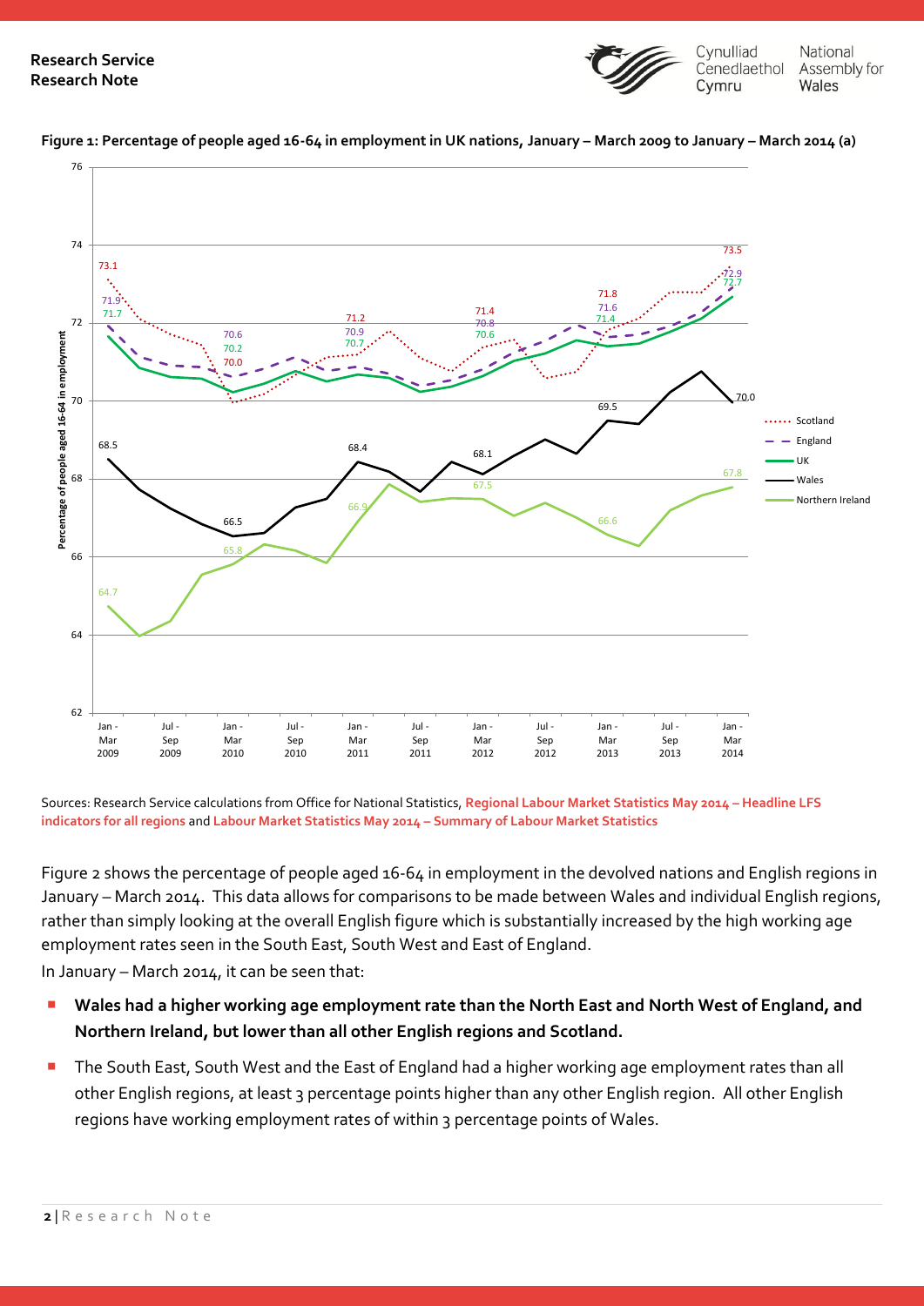**Figure 1: Percentage of people aged 16-64 in employment in UK nations, January – March 2009 to January – March 2014 (a)**

Sources: Research Service calculations from Office for National Statistics, **Regional Labour Market Statistics May 2014 – Headline LFS indicators for all regions** and **Labour Market Statistics May 2014 – Summary of Labour Market Statistics**

Figure 2 shows the percentage of people aged 16-64 in employment in the devolved nations and English regions in January – March 2014. This data allows for comparisons to be made between Wales and individual English regions, rather than simply looking at the overall English figure which is substantially increased by the high working age employment rates seen in the South East, South West and East of England.

In January – March 2014, it can be seen that:

- **Wales had a higher working age employment rate than the North East and North West of England, and Northern Ireland, but lower than all other English regions and Scotland.**
- The South East, South West and the East of England had a higher working age employment rates than all other English regions, at least 3 percentage points higher than any other English region. All other English regions have working employment rates of within 3 percentage points of Wales.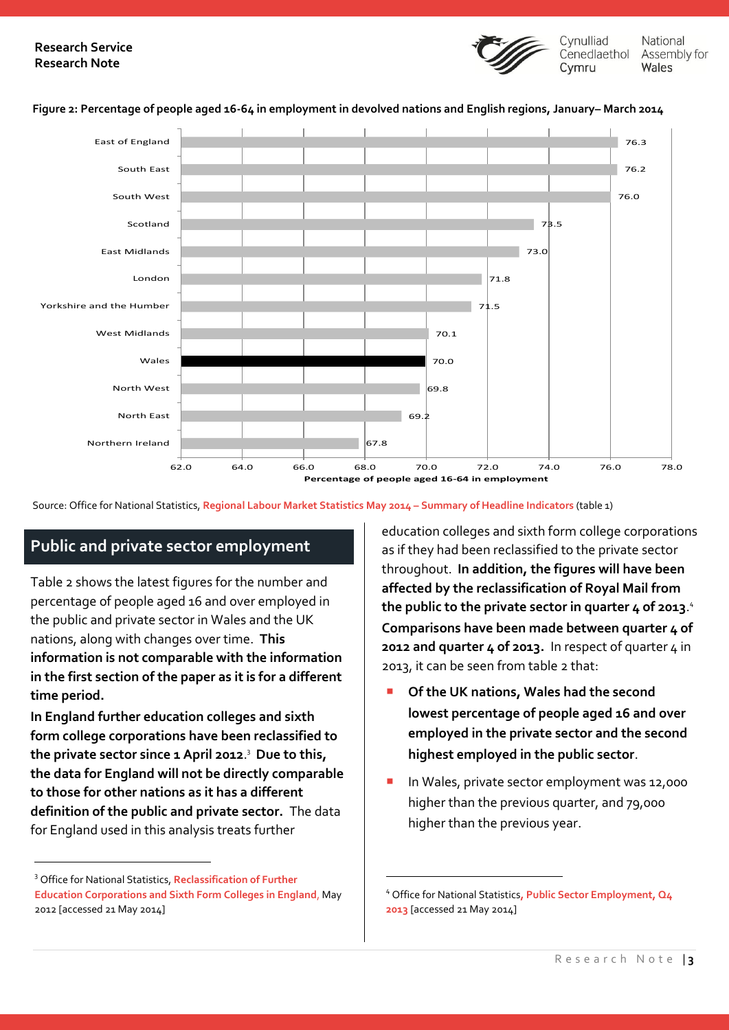**Figure 2: Percentage of people aged 16-64 in employment in devolved nations and English regions, January– March 2014**

| Region | Percentage of people aged 16-64 in employment |
|---|---|
| East of England | 76.3 |
| South East | 76.2 |
| South West | 76.0 |
| Scotland | 73.5 |
| East Midlands | 73.0 |
| London | 71.8 |
| Yorkshire and the Humber | 71.5 |
| West Midlands | 70.1 |
| Wales | 70.0 |
| North West | 69.8 |
| North East | 69.2 |
| Northern Ireland | 67.8 |

Source: Office for National Statistics, **Regional Labour Market Statistics May 2014 – Summary of Headline Indicators** (table 1)

## Public and private sector employment

Table 2 shows the latest figures for the number and percentage of people aged 16 and over employed in the public and private sector in Wales and the UK nations, along with changes over time. **This information is not comparable with the information in the first section of the paper as it is for a different time period.**

**In England further education colleges and sixth form college corporations have been reclassified to the private sector since 1 April 2012.**[3] **Due to this, the data for England will not be directly comparable to those for other nations as it has a different definition of the public and private sector.** The data for England used in this analysis treats further education colleges and sixth form college corporations as if they had been reclassified to the private sector throughout. **In addition, the figures will have been affected by the reclassification of Royal Mail from the public to the private sector in quarter 4 of 2013.**[4] **Comparisons have been made between quarter 4 of 2012 and quarter 4 of 2013.** In respect of quarter 4 in 2013, it can be seen from table 2 that:

- **Of the UK nations, Wales had the second lowest percentage of people aged 16 and over employed in the private sector and the second highest employed in the public sector**.
- In Wales, private sector employment was 12,000 higher than the previous quarter, and 79,000 higher than the previous year.

[3] Office for National Statistics, **Reclassification of Further Education Corporations and Sixth Form Colleges in England**, May 2012 [accessed 21 May 2014]

[4] Office for National Statistics, **Public Sector Employment, Q4 2013** [accessed 21 May 2014]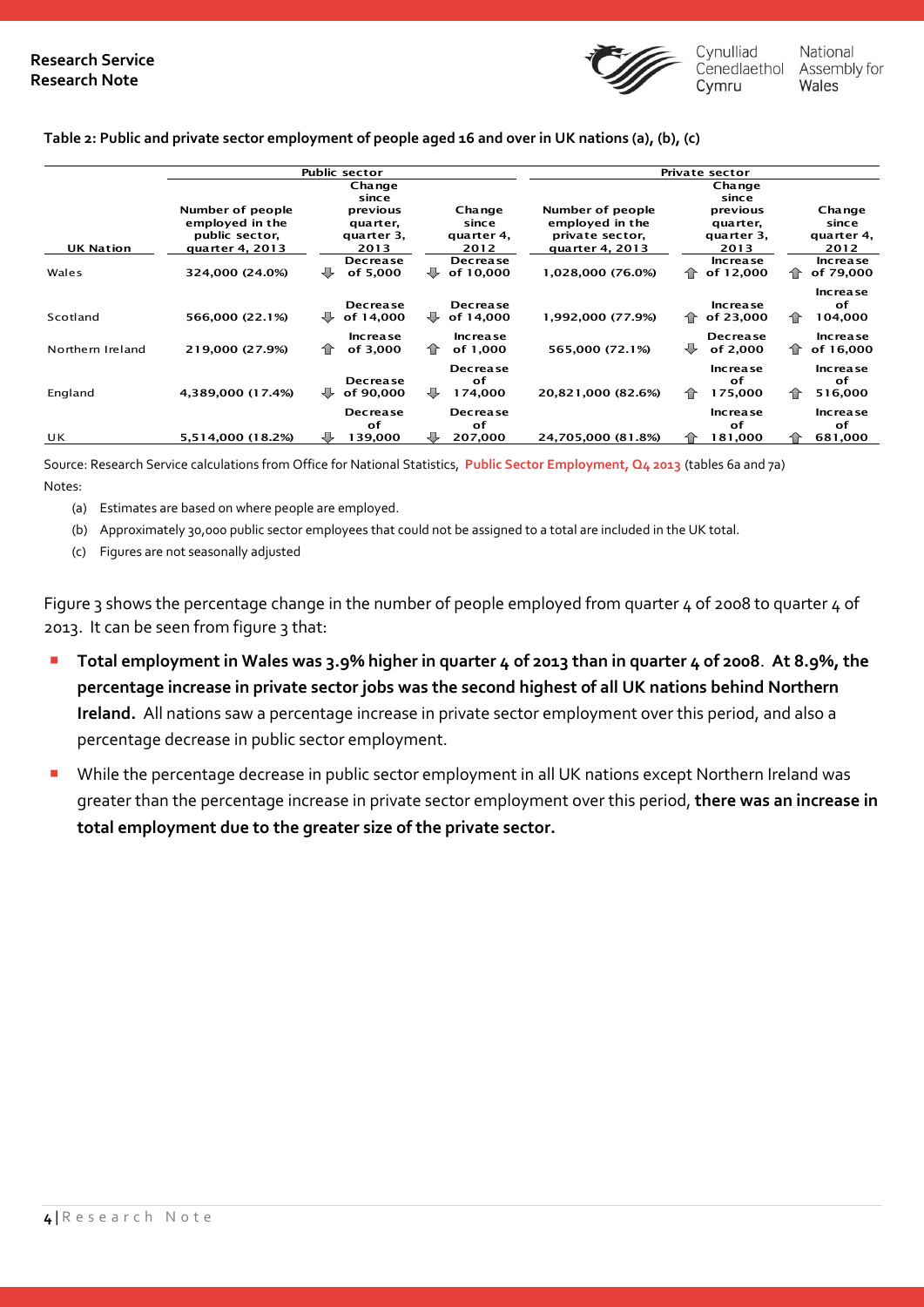**Table 2: Public and private sector employment of people aged 16 and over in UK nations (a), (b), (c)**

| | Public sector | | | Private sector | | |
|---|---|---|---|---|---|---|
| UK Nation | Number of people employed in the public sector, quarter 4, 2013 | Change since previous quarter, quarter 3, 2013 | Change since quarter 4, 2012 | Number of people employed in the private sector, quarter 4, 2013 | Change since previous quarter, quarter 3, 2013 | Change since quarter 4, 2012 |
| Wales | 324,000 (24.0%) | ⇩ Decrease of 5,000 | ⇩ Decrease of 10,000 | 1,028,000 (76.0%) | ⇧ Increase of 12,000 | ⇧ Increase of 79,000 |
| Scotland | 566,000 (22.1%) | ⇩ Decrease of 14,000 | ⇩ Decrease of 14,000 | 1,992,000 (77.9%) | ⇧ Increase of 23,000 | ⇧ Increase of 104,000 |
| Northern Ireland | 219,000 (27.9%) | ⇧ Increase of 3,000 | ⇧ Increase of 1,000 | 565,000 (72.1%) | ⇩ Decrease of 2,000 | ⇧ Increase of 16,000 |
| England | 4,389,000 (17.4%) | ⇩ Decrease of 90,000 | ⇩ Decrease of 174,000 | 20,821,000 (82.6%) | ⇧ Increase of 175,000 | ⇧ Increase of 516,000 |
| UK | 5,514,000 (18.2%) | ⇩ Decrease of 139,000 | ⇩ Decrease of 207,000 | 24,705,000 (81.8%) | ⇧ Increase of 181,000 | ⇧ Increase of 681,000 |

Source: Research Service calculations from Office for National Statistics, **Public Sector Employment, Q4 2013** (tables 6a and 7a)

Notes:

(a) Estimates are based on where people are employed.

(b) Approximately 30,000 public sector employees that could not be assigned to a total are included in the UK total.

(c) Figures are not seasonally adjusted

Figure 3 shows the percentage change in the number of people employed from quarter 4 of 2008 to quarter 4 of 2013. It can be seen from figure 3 that:

- **Total employment in Wales was 3.9% higher in quarter 4 of 2013 than in quarter 4 of 2008. At 8.9%, the percentage increase in private sector jobs was the second highest of all UK nations behind Northern Ireland.** All nations saw a percentage increase in private sector employment over this period, and also a percentage decrease in public sector employment.
- While the percentage decrease in public sector employment in all UK nations except Northern Ireland was greater than the percentage increase in private sector employment over this period, **there was an increase in total employment due to the greater size of the private sector.**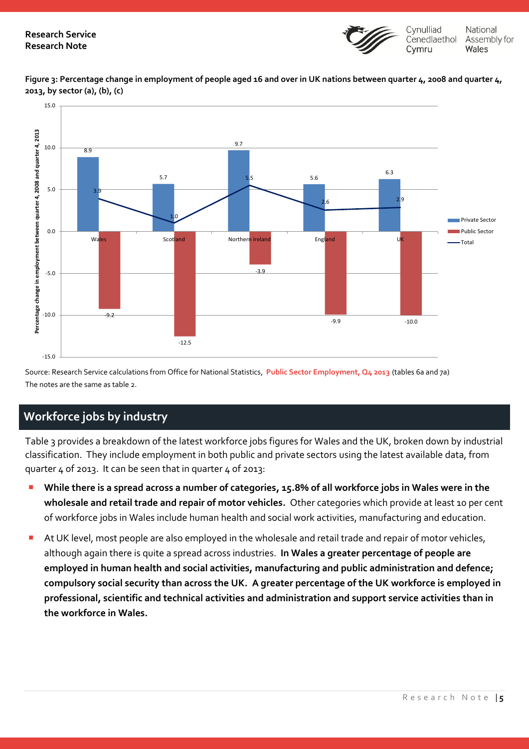**Figure 3: Percentage change in employment of people aged 16 and over in UK nations between quarter 4, 2008 and quarter 4, 2013, by sector (a), (b), (c)**

| | Private Sector | Public Sector | Total |
|---|---|---|---|
| Wales | 8.9 | -9.2 | 3.9 |
| Scotland | 5.7 | -12.5 | 1.0 |
| Northern Ireland | 9.7 | -3.9 | 5.5 |
| England | 5.6 | -9.9 | 2.6 |
| UK | 6.3 | -10.0 | 2.9 |

Source: Research Service calculations from Office for National Statistics, **Public Sector Employment, Q4 2013** (tables 6a and 7a)
The notes are the same as table 2.

## Workforce jobs by industry

Table 3 provides a breakdown of the latest workforce jobs figures for Wales and the UK, broken down by industrial classification. They include employment in both public and private sectors using the latest available data, from quarter 4 of 2013. It can be seen that in quarter 4 of 2013:

- **While there is a spread across a number of categories, 15.8% of all workforce jobs in Wales were in the wholesale and retail trade and repair of motor vehicles.** Other categories which provide at least 10 per cent of workforce jobs in Wales include human health and social work activities, manufacturing and education.
- At UK level, most people are also employed in the wholesale and retail trade and repair of motor vehicles, although again there is quite a spread across industries. **In Wales a greater percentage of people are employed in human health and social activities, manufacturing and public administration and defence; compulsory social security than across the UK. A greater percentage of the UK workforce is employed in professional, scientific and technical activities and administration and support service activities than in the workforce in Wales.**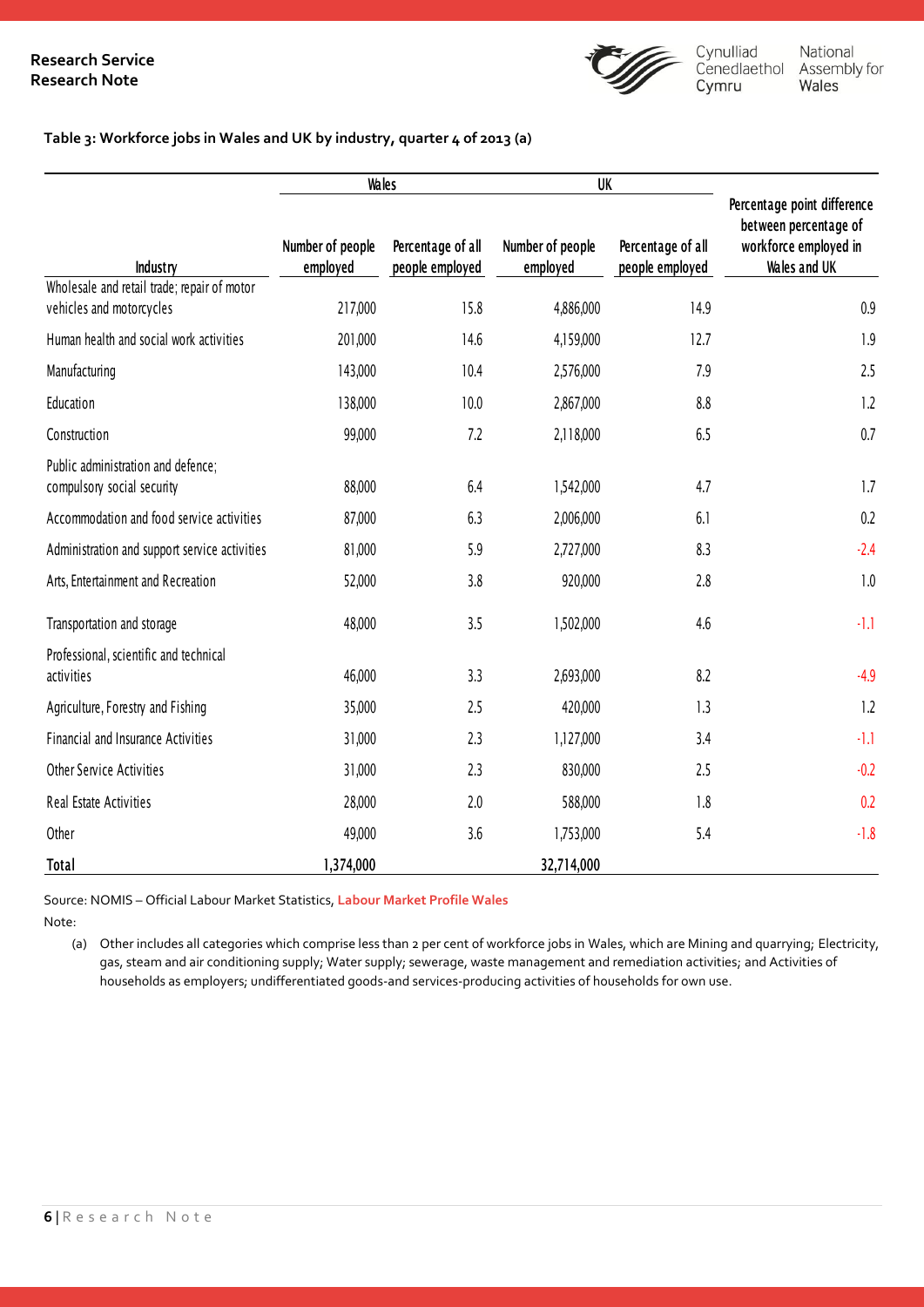**Table 3: Workforce jobs in Wales and UK by industry, quarter 4 of 2013 (a)**

| | Wales | | UK | | |
|---|---|---|---|---|---|
| Industry | Number of people employed | Percentage of all people employed | Number of people employed | Percentage of all people employed | Percentage point difference between percentage of workforce employed in Wales and UK |
| Wholesale and retail trade; repair of motor vehicles and motorcycles | 217,000 | 15.8 | 4,886,000 | 14.9 | 0.9 |
| Human health and social work activities | 201,000 | 14.6 | 4,159,000 | 12.7 | 1.9 |
| Manufacturing | 143,000 | 10.4 | 2,576,000 | 7.9 | 2.5 |
| Education | 138,000 | 10.0 | 2,867,000 | 8.8 | 1.2 |
| Construction | 99,000 | 7.2 | 2,118,000 | 6.5 | 0.7 |
| Public administration and defence; compulsory social security | 88,000 | 6.4 | 1,542,000 | 4.7 | 1.7 |
| Accommodation and food service activities | 87,000 | 6.3 | 2,006,000 | 6.1 | 0.2 |
| Administration and support service activities | 81,000 | 5.9 | 2,727,000 | 8.3 | -2.4 |
| Arts, Entertainment and Recreation | 52,000 | 3.8 | 920,000 | 2.8 | 1.0 |
| Transportation and storage | 48,000 | 3.5 | 1,502,000 | 4.6 | -1.1 |
| Professional, scientific and technical activities | 46,000 | 3.3 | 2,693,000 | 8.2 | -4.9 |
| Agriculture, Forestry and Fishing | 35,000 | 2.5 | 420,000 | 1.3 | 1.2 |
| Financial and Insurance Activities | 31,000 | 2.3 | 1,127,000 | 3.4 | -1.1 |
| Other Service Activities | 31,000 | 2.3 | 830,000 | 2.5 | -0.2 |
| Real Estate Activities | 28,000 | 2.0 | 588,000 | 1.8 | 0.2 |
| Other | 49,000 | 3.6 | 1,753,000 | 5.4 | -1.8 |
| **Total** | **1,374,000** | | **32,714,000** | | |

Source: NOMIS – Official Labour Market Statistics, **Labour Market Profile Wales**

Note:

(a) Other includes all categories which comprise less than 2 per cent of workforce jobs in Wales, which are Mining and quarrying; Electricity, gas, steam and air conditioning supply; Water supply; sewerage, waste management and remediation activities; and Activities of households as employers; undifferentiated goods-and services-producing activities of households for own use.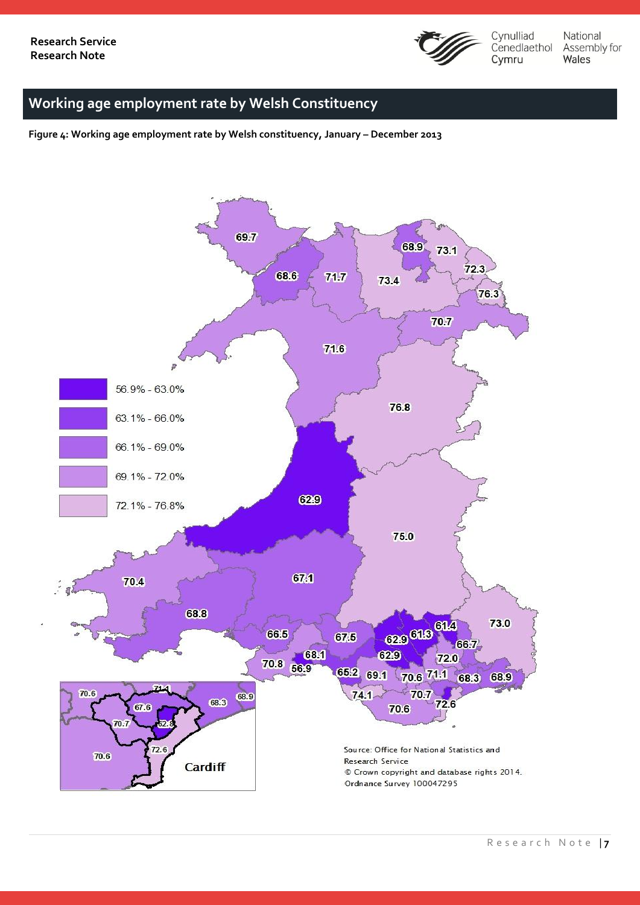## Working age employment rate by Welsh Constituency

**Figure 4: Working age employment rate by Welsh constituency, January – December 2013**

56.9% - 63.0%

63.1% - 66.0%

66.1% - 69.0%

69.1% - 72.0%

72.1% - 76.8%

Source: Office for National Statistics and Research Service

© Crown copyright and database rights 2014. Ordnance Survey 100047295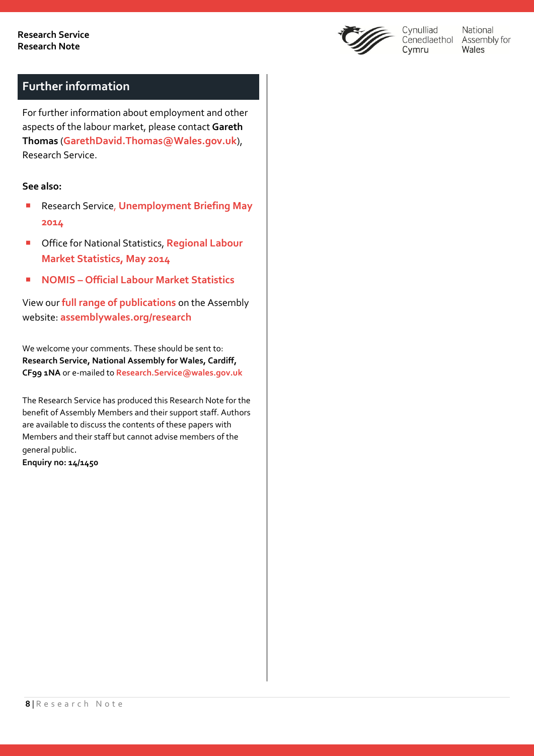## Further information

For further information about employment and other aspects of the labour market, please contact **Gareth Thomas** (**GarethDavid.Thomas@Wales.gov.uk**), Research Service.

**See also:**

- Research Service, **Unemployment Briefing May 2014**
- Office for National Statistics, **Regional Labour Market Statistics, May 2014**
- **NOMIS – Official Labour Market Statistics**

View our **full range of publications** on the Assembly website: **assemblywales.org/research**

We welcome your comments. These should be sent to: **Research Service, National Assembly for Wales, Cardiff, CF99 1NA** or e-mailed to **Research.Service@wales.gov.uk**

The Research Service has produced this Research Note for the benefit of Assembly Members and their support staff. Authors are available to discuss the contents of these papers with Members and their staff but cannot advise members of the general public.
**Enquiry no: 14/1450**